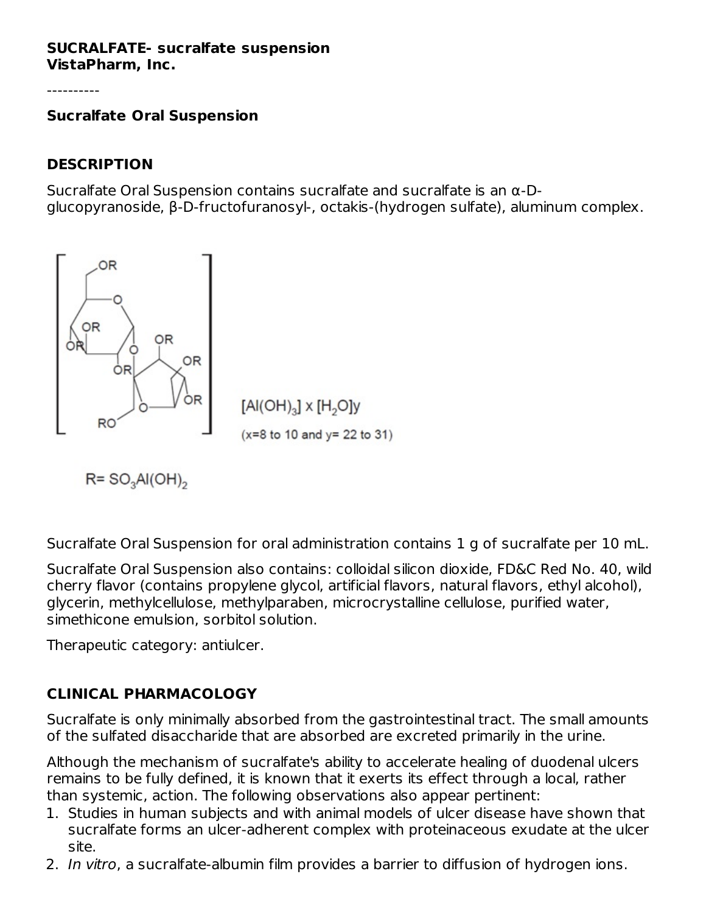**SUCRALFATE- sucralfate suspension**
**VistaPharm, Inc.**

----------

**Sucralfate Oral Suspension**

## DESCRIPTION

Sucralfate Oral Suspension contains sucralfate and sucralfate is an α-D-glucopyranoside, β-D-fructofuranosyl-, octakis-(hydrogen sulfate), aluminum complex.

$[Al(OH)_3] \times [H_2O]_y$

(x=8 to 10 and y= 22 to 31)

R= $SO_3Al(OH)_2$

Sucralfate Oral Suspension for oral administration contains 1 g of sucralfate per 10 mL.

Sucralfate Oral Suspension also contains: colloidal silicon dioxide, FD&C Red No. 40, wild cherry flavor (contains propylene glycol, artificial flavors, natural flavors, ethyl alcohol), glycerin, methylcellulose, methylparaben, microcrystalline cellulose, purified water, simethicone emulsion, sorbitol solution.

Therapeutic category: antiulcer.

## CLINICAL PHARMACOLOGY

Sucralfate is only minimally absorbed from the gastrointestinal tract. The small amounts of the sulfated disaccharide that are absorbed are excreted primarily in the urine.

Although the mechanism of sucralfate's ability to accelerate healing of duodenal ulcers remains to be fully defined, it is known that it exerts its effect through a local, rather than systemic, action. The following observations also appear pertinent:

1. Studies in human subjects and with animal models of ulcer disease have shown that sucralfate forms an ulcer-adherent complex with proteinaceous exudate at the ulcer site.
2. *In vitro*, a sucralfate-albumin film provides a barrier to diffusion of hydrogen ions.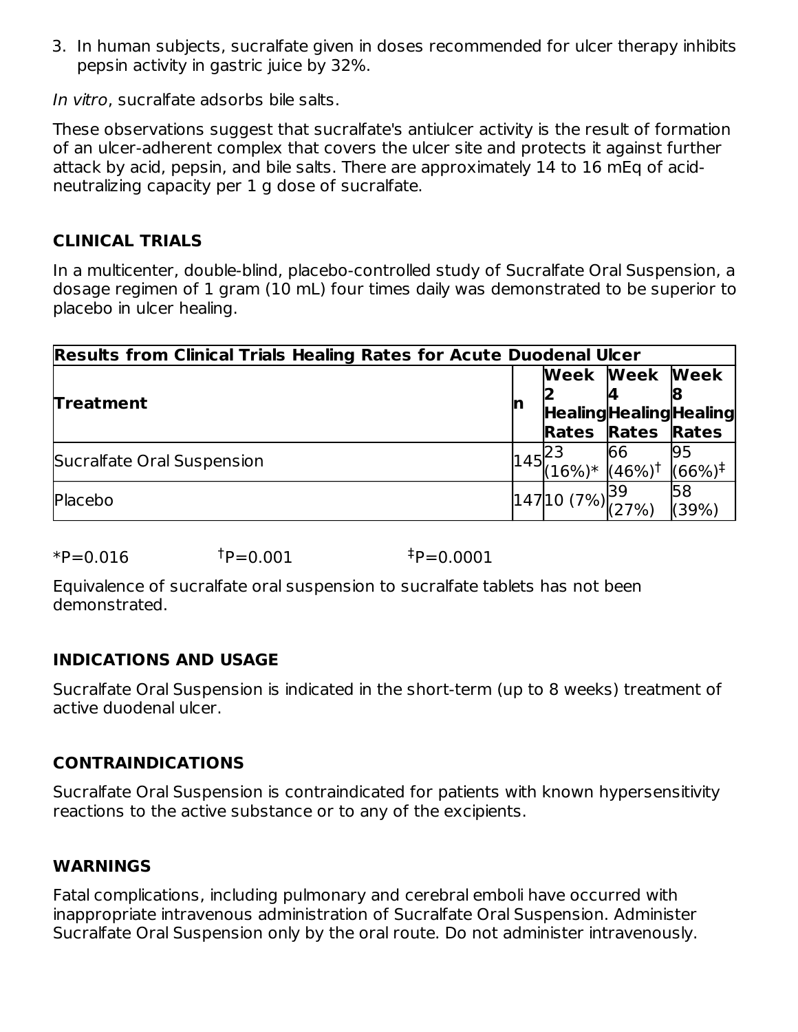3. In human subjects, sucralfate given in doses recommended for ulcer therapy inhibits pepsin activity in gastric juice by 32%.

*In vitro*, sucralfate adsorbs bile salts.

These observations suggest that sucralfate's antiulcer activity is the result of formation of an ulcer-adherent complex that covers the ulcer site and protects it against further attack by acid, pepsin, and bile salts. There are approximately 14 to 16 mEq of acid-neutralizing capacity per 1 g dose of sucralfate.

## CLINICAL TRIALS

In a multicenter, double-blind, placebo-controlled study of Sucralfate Oral Suspension, a dosage regimen of 1 gram (10 mL) four times daily was demonstrated to be superior to placebo in ulcer healing.

| **Results from Clinical Trials Healing Rates for Acute Duodenal Ulcer** | | | | |
|---|---|---|---|---|
| **Treatment** | **n** | **Week 2 Healing Rates** | **Week 4 Healing Rates** | **Week 8 Healing Rates** |
| Sucralfate Oral Suspension | 145 | 23 (16%)* | 66 (46%)† | 95 (66%)‡ |
| Placebo | 147 | 10 (7%) | 39 (27%) | 58 (39%) |

*P=0.016 †P=0.001 ‡P=0.0001

Equivalence of sucralfate oral suspension to sucralfate tablets has not been demonstrated.

## INDICATIONS AND USAGE

Sucralfate Oral Suspension is indicated in the short-term (up to 8 weeks) treatment of active duodenal ulcer.

## CONTRAINDICATIONS

Sucralfate Oral Suspension is contraindicated for patients with known hypersensitivity reactions to the active substance or to any of the excipients.

## WARNINGS

Fatal complications, including pulmonary and cerebral emboli have occurred with inappropriate intravenous administration of Sucralfate Oral Suspension. Administer Sucralfate Oral Suspension only by the oral route. Do not administer intravenously.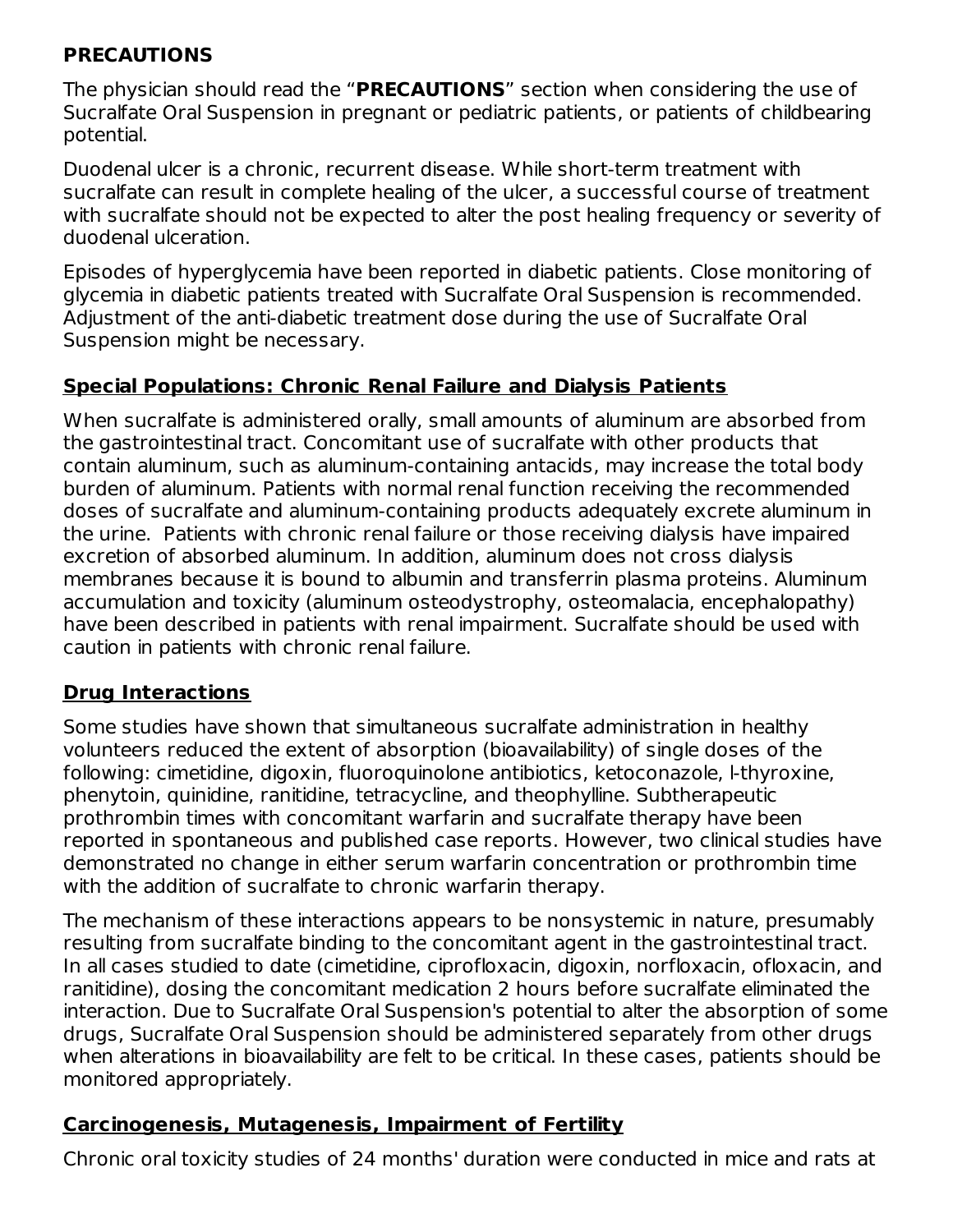## PRECAUTIONS

The physician should read the "**PRECAUTIONS**" section when considering the use of Sucralfate Oral Suspension in pregnant or pediatric patients, or patients of childbearing potential.

Duodenal ulcer is a chronic, recurrent disease. While short-term treatment with sucralfate can result in complete healing of the ulcer, a successful course of treatment with sucralfate should not be expected to alter the post healing frequency or severity of duodenal ulceration.

Episodes of hyperglycemia have been reported in diabetic patients. Close monitoring of glycemia in diabetic patients treated with Sucralfate Oral Suspension is recommended. Adjustment of the anti-diabetic treatment dose during the use of Sucralfate Oral Suspension might be necessary.

### Special Populations: Chronic Renal Failure and Dialysis Patients

When sucralfate is administered orally, small amounts of aluminum are absorbed from the gastrointestinal tract. Concomitant use of sucralfate with other products that contain aluminum, such as aluminum-containing antacids, may increase the total body burden of aluminum. Patients with normal renal function receiving the recommended doses of sucralfate and aluminum-containing products adequately excrete aluminum in the urine. Patients with chronic renal failure or those receiving dialysis have impaired excretion of absorbed aluminum. In addition, aluminum does not cross dialysis membranes because it is bound to albumin and transferrin plasma proteins. Aluminum accumulation and toxicity (aluminum osteodystrophy, osteomalacia, encephalopathy) have been described in patients with renal impairment. Sucralfate should be used with caution in patients with chronic renal failure.

### Drug Interactions

Some studies have shown that simultaneous sucralfate administration in healthy volunteers reduced the extent of absorption (bioavailability) of single doses of the following: cimetidine, digoxin, fluoroquinolone antibiotics, ketoconazole, l-thyroxine, phenytoin, quinidine, ranitidine, tetracycline, and theophylline. Subtherapeutic prothrombin times with concomitant warfarin and sucralfate therapy have been reported in spontaneous and published case reports. However, two clinical studies have demonstrated no change in either serum warfarin concentration or prothrombin time with the addition of sucralfate to chronic warfarin therapy.

The mechanism of these interactions appears to be nonsystemic in nature, presumably resulting from sucralfate binding to the concomitant agent in the gastrointestinal tract. In all cases studied to date (cimetidine, ciprofloxacin, digoxin, norfloxacin, ofloxacin, and ranitidine), dosing the concomitant medication 2 hours before sucralfate eliminated the interaction. Due to Sucralfate Oral Suspension's potential to alter the absorption of some drugs, Sucralfate Oral Suspension should be administered separately from other drugs when alterations in bioavailability are felt to be critical. In these cases, patients should be monitored appropriately.

### Carcinogenesis, Mutagenesis, Impairment of Fertility

Chronic oral toxicity studies of 24 months' duration were conducted in mice and rats at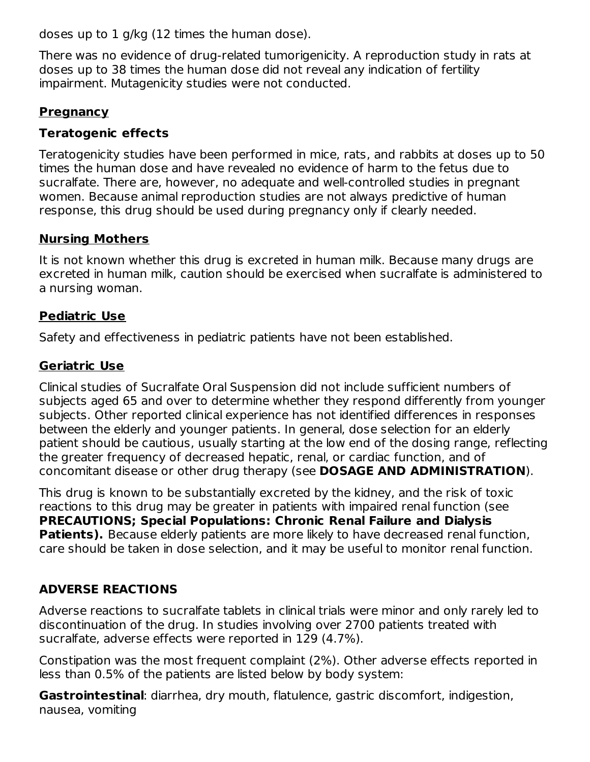doses up to 1 g/kg (12 times the human dose).

There was no evidence of drug-related tumorigenicity. A reproduction study in rats at doses up to 38 times the human dose did not reveal any indication of fertility impairment. Mutagenicity studies were not conducted.

## Pregnancy

### Teratogenic effects

Teratogenicity studies have been performed in mice, rats, and rabbits at doses up to 50 times the human dose and have revealed no evidence of harm to the fetus due to sucralfate. There are, however, no adequate and well-controlled studies in pregnant women. Because animal reproduction studies are not always predictive of human response, this drug should be used during pregnancy only if clearly needed.

## Nursing Mothers

It is not known whether this drug is excreted in human milk. Because many drugs are excreted in human milk, caution should be exercised when sucralfate is administered to a nursing woman.

## Pediatric Use

Safety and effectiveness in pediatric patients have not been established.

## Geriatric Use

Clinical studies of Sucralfate Oral Suspension did not include sufficient numbers of subjects aged 65 and over to determine whether they respond differently from younger subjects. Other reported clinical experience has not identified differences in responses between the elderly and younger patients. In general, dose selection for an elderly patient should be cautious, usually starting at the low end of the dosing range, reflecting the greater frequency of decreased hepatic, renal, or cardiac function, and of concomitant disease or other drug therapy (see **DOSAGE AND ADMINISTRATION**).

This drug is known to be substantially excreted by the kidney, and the risk of toxic reactions to this drug may be greater in patients with impaired renal function (see **PRECAUTIONS; Special Populations: Chronic Renal Failure and Dialysis Patients).** Because elderly patients are more likely to have decreased renal function, care should be taken in dose selection, and it may be useful to monitor renal function.

# ADVERSE REACTIONS

Adverse reactions to sucralfate tablets in clinical trials were minor and only rarely led to discontinuation of the drug. In studies involving over 2700 patients treated with sucralfate, adverse effects were reported in 129 (4.7%).

Constipation was the most frequent complaint (2%). Other adverse effects reported in less than 0.5% of the patients are listed below by body system:

**Gastrointestinal**: diarrhea, dry mouth, flatulence, gastric discomfort, indigestion, nausea, vomiting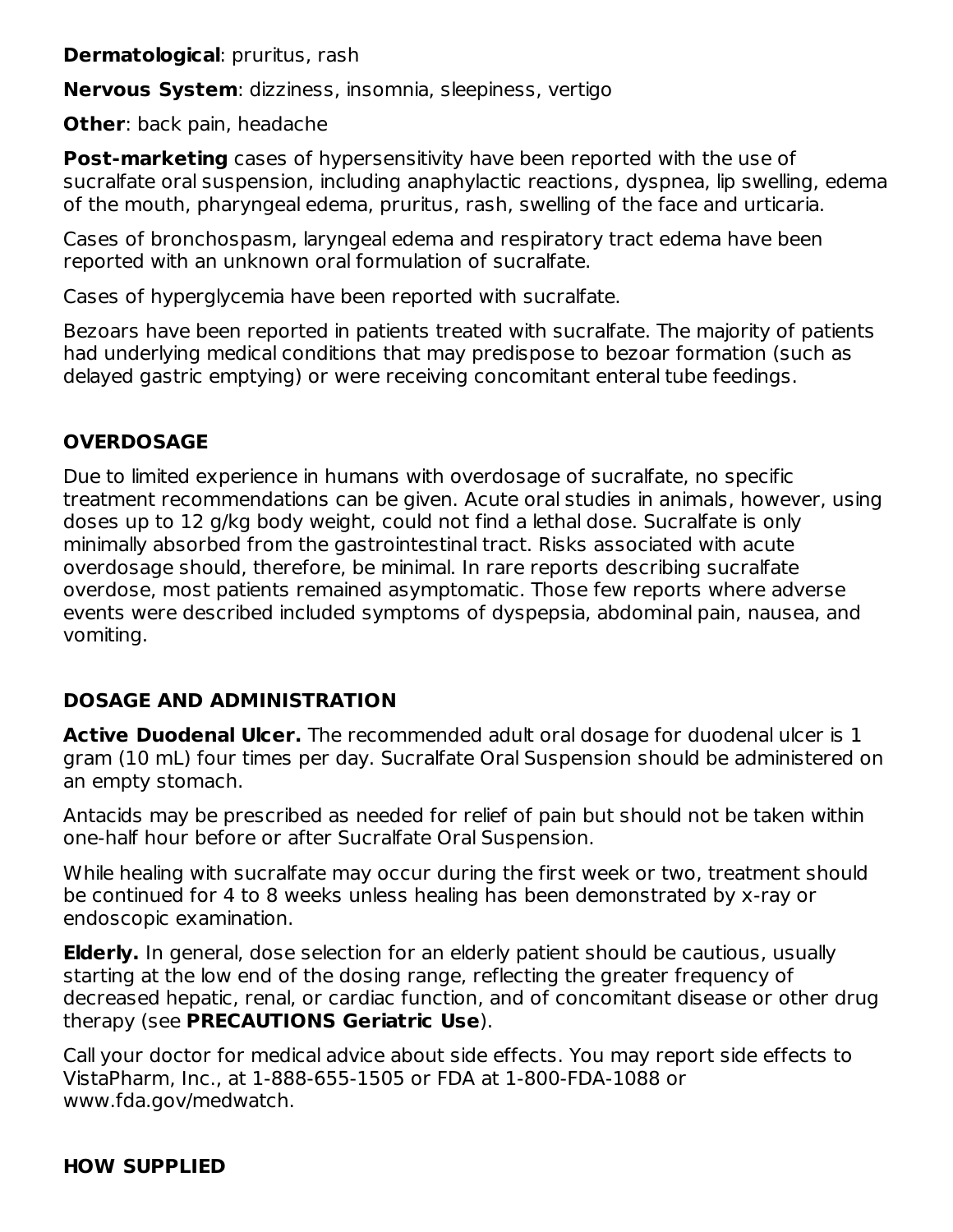**Dermatological**: pruritus, rash

**Nervous System**: dizziness, insomnia, sleepiness, vertigo

**Other**: back pain, headache

**Post-marketing** cases of hypersensitivity have been reported with the use of sucralfate oral suspension, including anaphylactic reactions, dyspnea, lip swelling, edema of the mouth, pharyngeal edema, pruritus, rash, swelling of the face and urticaria.

Cases of bronchospasm, laryngeal edema and respiratory tract edema have been reported with an unknown oral formulation of sucralfate.

Cases of hyperglycemia have been reported with sucralfate.

Bezoars have been reported in patients treated with sucralfate. The majority of patients had underlying medical conditions that may predispose to bezoar formation (such as delayed gastric emptying) or were receiving concomitant enteral tube feedings.

## OVERDOSAGE

Due to limited experience in humans with overdosage of sucralfate, no specific treatment recommendations can be given. Acute oral studies in animals, however, using doses up to 12 g/kg body weight, could not find a lethal dose. Sucralfate is only minimally absorbed from the gastrointestinal tract. Risks associated with acute overdosage should, therefore, be minimal. In rare reports describing sucralfate overdose, most patients remained asymptomatic. Those few reports where adverse events were described included symptoms of dyspepsia, abdominal pain, nausea, and vomiting.

## DOSAGE AND ADMINISTRATION

**Active Duodenal Ulcer.** The recommended adult oral dosage for duodenal ulcer is 1 gram (10 mL) four times per day. Sucralfate Oral Suspension should be administered on an empty stomach.

Antacids may be prescribed as needed for relief of pain but should not be taken within one-half hour before or after Sucralfate Oral Suspension.

While healing with sucralfate may occur during the first week or two, treatment should be continued for 4 to 8 weeks unless healing has been demonstrated by x-ray or endoscopic examination.

**Elderly.** In general, dose selection for an elderly patient should be cautious, usually starting at the low end of the dosing range, reflecting the greater frequency of decreased hepatic, renal, or cardiac function, and of concomitant disease or other drug therapy (see **PRECAUTIONS Geriatric Use**).

Call your doctor for medical advice about side effects. You may report side effects to VistaPharm, Inc., at 1-888-655-1505 or FDA at 1-800-FDA-1088 or www.fda.gov/medwatch.

## HOW SUPPLIED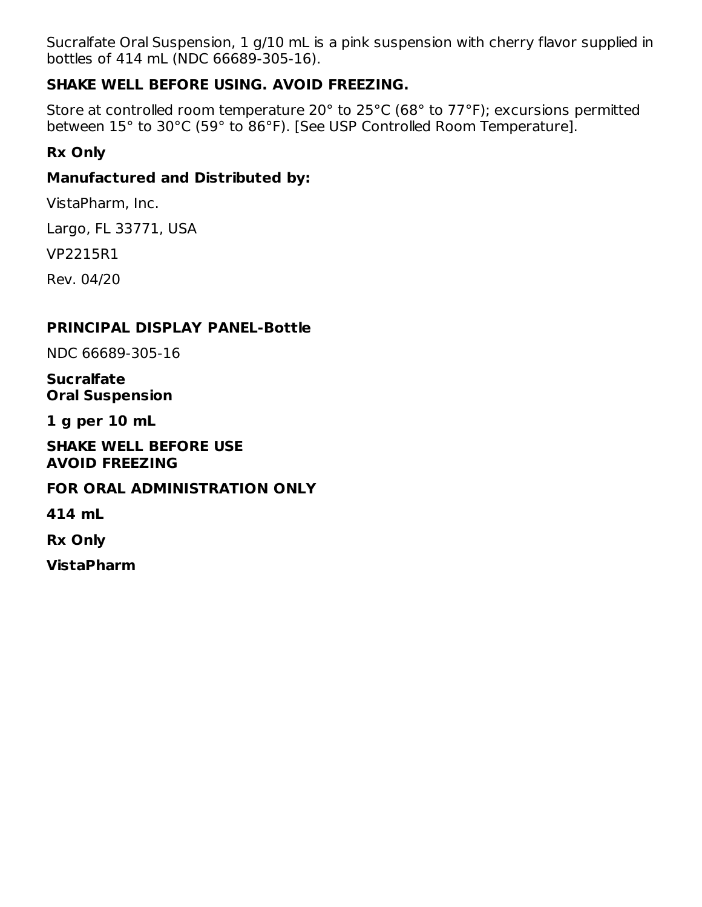Sucralfate Oral Suspension, 1 g/10 mL is a pink suspension with cherry flavor supplied in bottles of 414 mL (NDC 66689-305-16).

**SHAKE WELL BEFORE USING. AVOID FREEZING.**

Store at controlled room temperature 20° to 25°C (68° to 77°F); excursions permitted between 15° to 30°C (59° to 86°F). [See USP Controlled Room Temperature].

**Rx Only**

**Manufactured and Distributed by:**

VistaPharm, Inc.

Largo, FL 33771, USA

VP2215R1

Rev. 04/20

## PRINCIPAL DISPLAY PANEL-Bottle

NDC 66689-305-16

**Sucralfate**
**Oral Suspension**

**1 g per 10 mL**

**SHAKE WELL BEFORE USE**
**AVOID FREEZING**

**FOR ORAL ADMINISTRATION ONLY**

**414 mL**

**Rx Only**

**VistaPharm**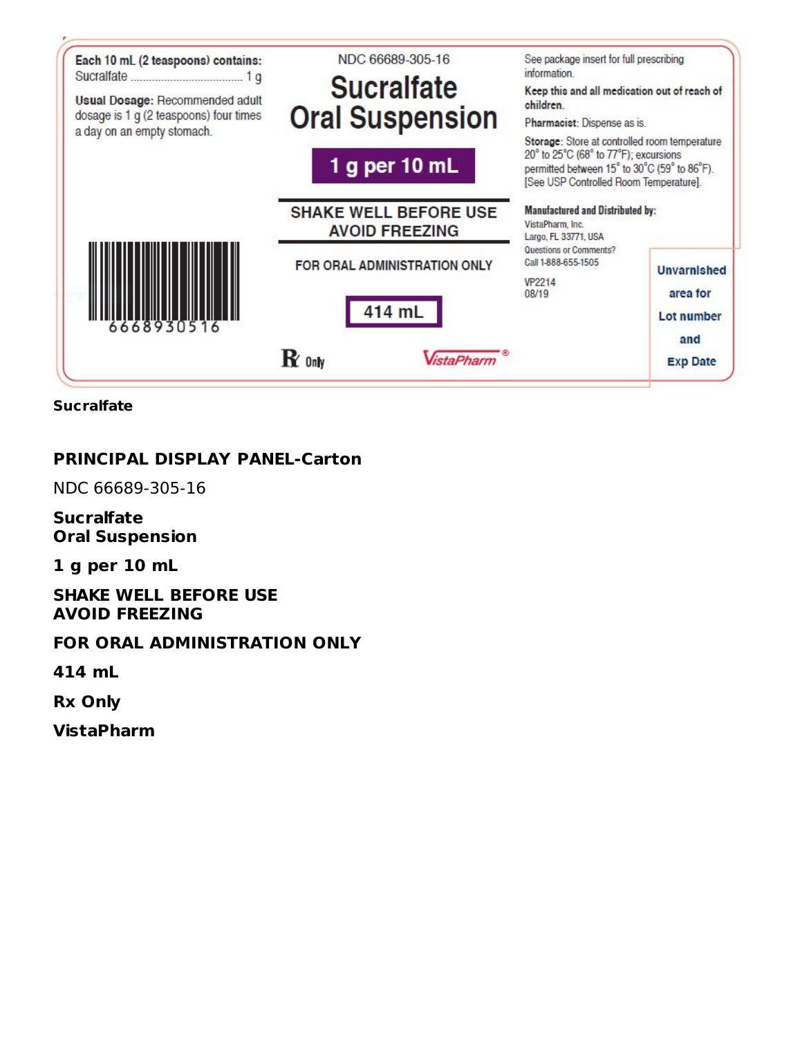Each 10 mL (2 teaspoons) contains:
Sucralfate .................................... 1 g

Usual Dosage: Recommended adult dosage is 1 g (2 teaspoons) four times a day on an empty stomach.

6668930516

NDC 66689-305-16

Sucralfate
Oral Suspension

1 g per 10 mL

SHAKE WELL BEFORE USE
AVOID FREEZING

FOR ORAL ADMINISTRATION ONLY

414 mL

℞ Only

VistaPharm®

See package insert for full prescribing information.

Keep this and all medication out of reach of children.

Pharmacist: Dispense as is.

Storage: Store at controlled room temperature 20° to 25°C (68° to 77°F); excursions permitted between 15° to 30°C (59° to 86°F). [See USP Controlled Room Temperature].

Manufactured and Distributed by:
VistaPharm, Inc.
Largo, FL 33771, USA
Questions or Comments?
Call 1-888-655-1505

VP2214
08/19

Unvarnished area for Lot number and Exp Date

**Sucralfate**

**PRINCIPAL DISPLAY PANEL-Carton**

NDC 66689-305-16

**Sucralfate**
**Oral Suspension**

**1 g per 10 mL**

**SHAKE WELL BEFORE USE**
**AVOID FREEZING**

**FOR ORAL ADMINISTRATION ONLY**

**414 mL**

**Rx Only**

**VistaPharm**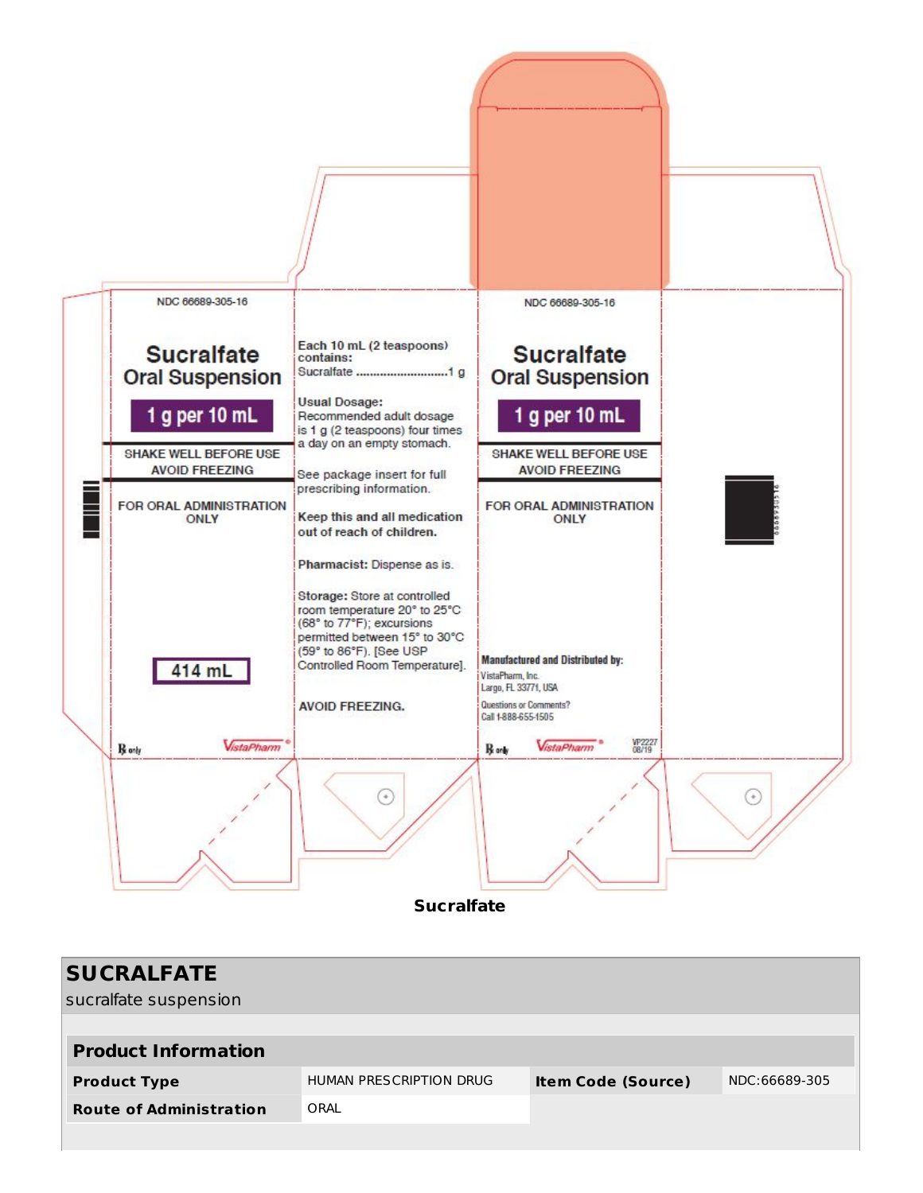NDC 66689-305-16

**Sucralfate Oral Suspension**

**1 g per 10 mL**

SHAKE WELL BEFORE USE
AVOID FREEZING

FOR ORAL ADMINISTRATION ONLY

**414 mL**

℞ only

VistaPharm®

**Each 10 mL (2 teaspoons) contains:**
Sucralfate ..........................1 g

**Usual Dosage:**
Recommended adult dosage is 1 g (2 teaspoons) four times a day on an empty stomach.

See package insert for full prescribing information.

**Keep this and all medication out of reach of children.**

**Pharmacist:** Dispense as is.

**Storage:** Store at controlled room temperature 20° to 25°C (68° to 77°F); excursions permitted between 15° to 30°C (59° to 86°F). [See USP Controlled Room Temperature].

AVOID FREEZING.

NDC 66689-305-16

**Sucralfate Oral Suspension**

**1 g per 10 mL**

SHAKE WELL BEFORE USE
AVOID FREEZING

FOR ORAL ADMINISTRATION ONLY

**Manufactured and Distributed by:**
VistaPharm, Inc.
Largo, FL 33771, USA

Questions or Comments?
Call 1-888-655-1505

℞ only

VistaPharm®

VP2227
08/19

**Sucralfate**

## SUCRALFATE

sucralfate suspension

| **Product Information** | | | |
|---|---|---|---|
| **Product Type** | HUMAN PRESCRIPTION DRUG | **Item Code (Source)** | NDC:66689-305 |
| **Route of Administration** | ORAL | | |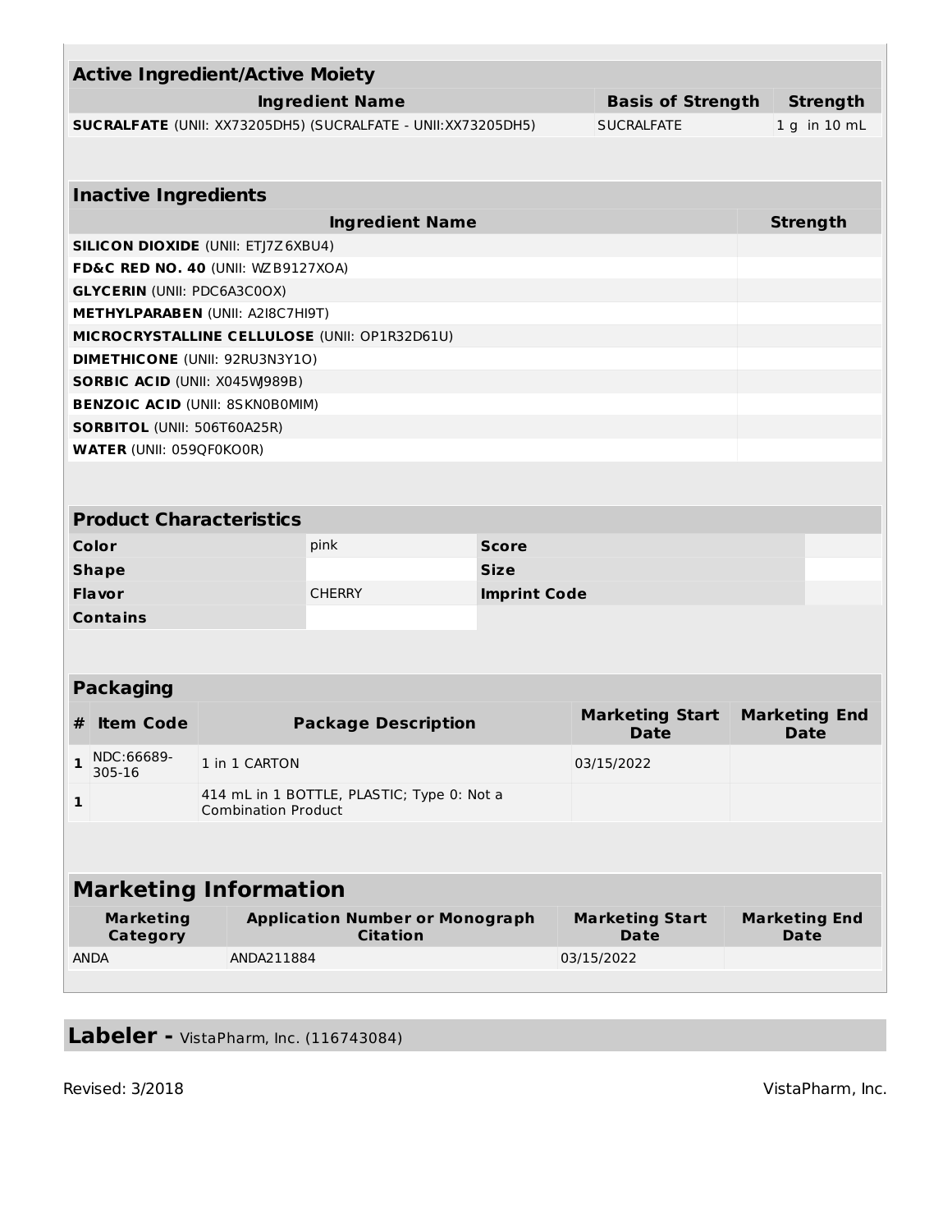| Active Ingredient/Active Moiety | | |
|---|---|---|
| **Ingredient Name** | **Basis of Strength** | **Strength** |
| **SUCRALFATE** (UNII: XX73205DH5) (SUCRALFATE - UNII:XX73205DH5) | SUCRALFATE | 1 g in 10 mL |

| Inactive Ingredients | |
|---|---|
| **Ingredient Name** | **Strength** |
| **SILICON DIOXIDE** (UNII: ETJ7Z6XBU4) | |
| **FD&C RED NO. 40** (UNII: WZB9127XOA) | |
| **GLYCERIN** (UNII: PDC6A3C0OX) | |
| **METHYLPARABEN** (UNII: A2I8C7HI9T) | |
| **MICROCRYSTALLINE CELLULOSE** (UNII: OP1R32D61U) | |
| **DIMETHICONE** (UNII: 92RU3N3Y1O) | |
| **SORBIC ACID** (UNII: X045WJ989B) | |
| **BENZOIC ACID** (UNII: 8SKN0B0MIM) | |
| **SORBITOL** (UNII: 506T60A25R) | |
| **WATER** (UNII: 059QF0KO0R) | |

| Product Characteristics | | | |
|---|---|---|---|
| **Color** | pink | **Score** | |
| **Shape** | | **Size** | |
| **Flavor** | CHERRY | **Imprint Code** | |
| **Contains** | | | |

| Packaging | | | | |
|---|---|---|---|---|
| **#** | **Item Code** | **Package Description** | **Marketing Start Date** | **Marketing End Date** |
| **1** | NDC:66689-305-16 | 1 in 1 CARTON | 03/15/2022 | |
| **1** | | 414 mL in 1 BOTTLE, PLASTIC; Type 0: Not a Combination Product | | |

| Marketing Information | | | |
|---|---|---|---|
| **Marketing Category** | **Application Number or Monograph Citation** | **Marketing Start Date** | **Marketing End Date** |
| ANDA | ANDA211884 | 03/15/2022 | |

**Labeler -** VistaPharm, Inc. (116743084)

Revised: 3/2018

VistaPharm, Inc.